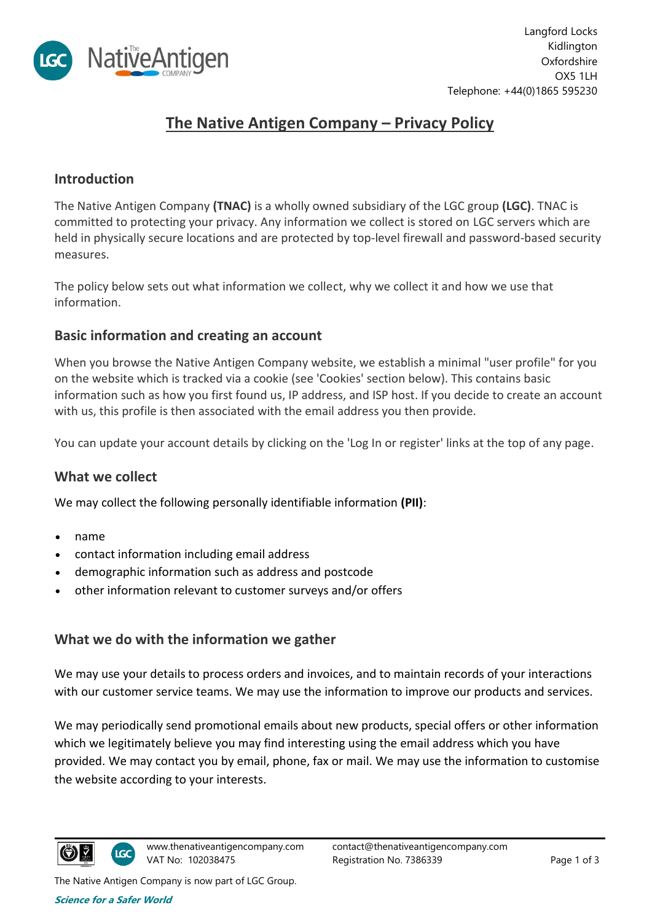Langford Locks
Kidlington
Oxfordshire
OX5 1LH
Telephone: +44(0)1865 595230

# The Native Antigen Company – Privacy Policy

## Introduction

The Native Antigen Company **(TNAC)** is a wholly owned subsidiary of the LGC group **(LGC)**. TNAC is committed to protecting your privacy. Any information we collect is stored on LGC servers which are held in physically secure locations and are protected by top-level firewall and password-based security measures.

The policy below sets out what information we collect, why we collect it and how we use that information.

## Basic information and creating an account

When you browse the Native Antigen Company website, we establish a minimal "user profile" for you on the website which is tracked via a cookie (see 'Cookies' section below). This contains basic information such as how you first found us, IP address, and ISP host. If you decide to create an account with us, this profile is then associated with the email address you then provide.

You can update your account details by clicking on the 'Log In or register' links at the top of any page.

## What we collect

We may collect the following personally identifiable information **(PII)**:

- name
- contact information including email address
- demographic information such as address and postcode
- other information relevant to customer surveys and/or offers

## What we do with the information we gather

We may use your details to process orders and invoices, and to maintain records of your interactions with our customer service teams. We may use the information to improve our products and services.

We may periodically send promotional emails about new products, special offers or other information which we legitimately believe you may find interesting using the email address which you have provided. We may contact you by email, phone, fax or mail. We may use the information to customise the website according to your interests.

www.thenativeantigencompany.com
VAT No: 102038475
contact@thenativeantigencompany.com
Registration No. 7386339

The Native Antigen Company is now part of LGC Group.

*Science for a Safer World*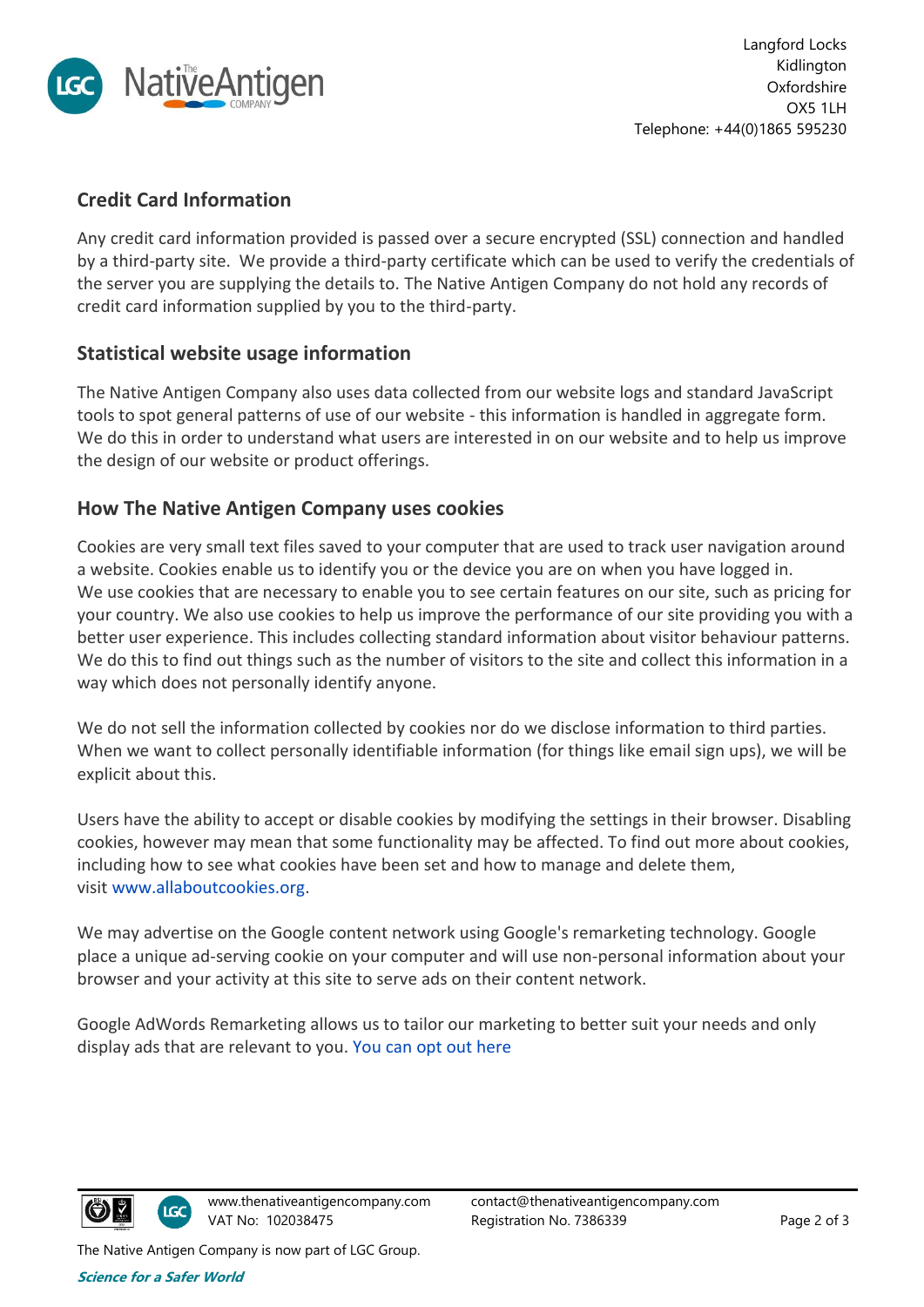## Credit Card Information

Any credit card information provided is passed over a secure encrypted (SSL) connection and handled by a third-party site. We provide a third-party certificate which can be used to verify the credentials of the server you are supplying the details to. The Native Antigen Company do not hold any records of credit card information supplied by you to the third-party.

## Statistical website usage information

The Native Antigen Company also uses data collected from our website logs and standard JavaScript tools to spot general patterns of use of our website - this information is handled in aggregate form. We do this in order to understand what users are interested in on our website and to help us improve the design of our website or product offerings.

## How The Native Antigen Company uses cookies

Cookies are very small text files saved to your computer that are used to track user navigation around a website. Cookies enable us to identify you or the device you are on when you have logged in. We use cookies that are necessary to enable you to see certain features on our site, such as pricing for your country. We also use cookies to help us improve the performance of our site providing you with a better user experience. This includes collecting standard information about visitor behaviour patterns. We do this to find out things such as the number of visitors to the site and collect this information in a way which does not personally identify anyone.

We do not sell the information collected by cookies nor do we disclose information to third parties. When we want to collect personally identifiable information (for things like email sign ups), we will be explicit about this.

Users have the ability to accept or disable cookies by modifying the settings in their browser. Disabling cookies, however may mean that some functionality may be affected. To find out more about cookies, including how to see what cookies have been set and how to manage and delete them, visit www.allaboutcookies.org.

We may advertise on the Google content network using Google's remarketing technology. Google place a unique ad-serving cookie on your computer and will use non-personal information about your browser and your activity at this site to serve ads on their content network.

Google AdWords Remarketing allows us to tailor our marketing to better suit your needs and only display ads that are relevant to you. You can opt out here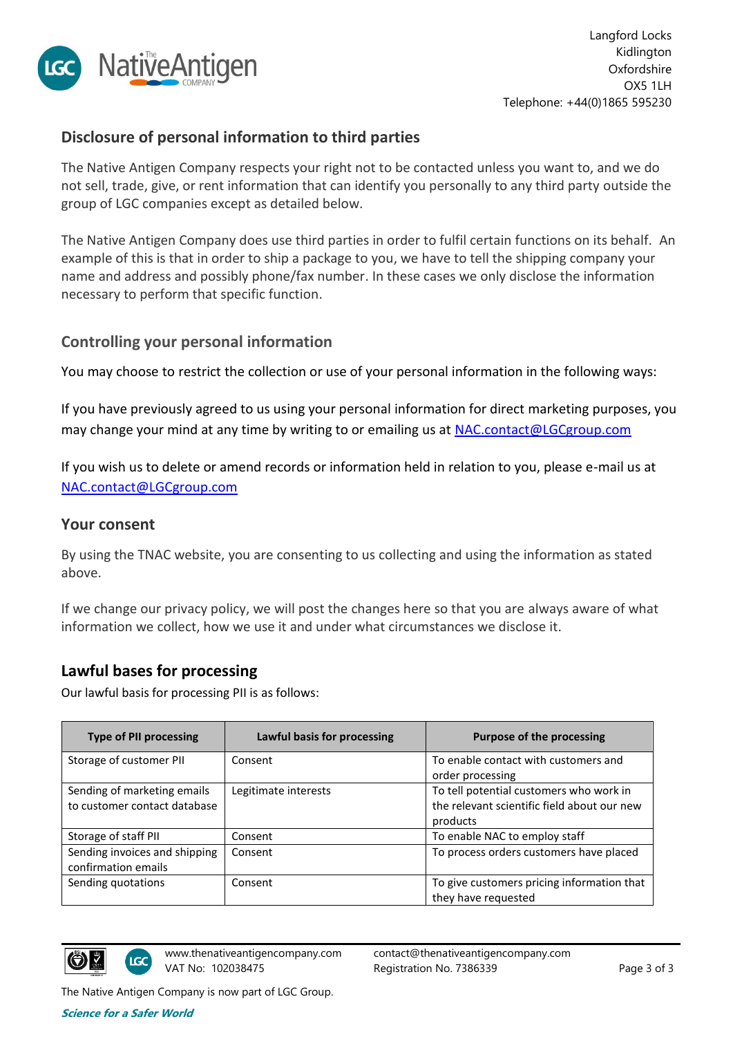## Disclosure of personal information to third parties

The Native Antigen Company respects your right not to be contacted unless you want to, and we do not sell, trade, give, or rent information that can identify you personally to any third party outside the group of LGC companies except as detailed below.

The Native Antigen Company does use third parties in order to fulfil certain functions on its behalf. An example of this is that in order to ship a package to you, we have to tell the shipping company your name and address and possibly phone/fax number. In these cases we only disclose the information necessary to perform that specific function.

## Controlling your personal information

You may choose to restrict the collection or use of your personal information in the following ways:

If you have previously agreed to us using your personal information for direct marketing purposes, you may change your mind at any time by writing to or emailing us at NAC.contact@LGCgroup.com

If you wish us to delete or amend records or information held in relation to you, please e-mail us at NAC.contact@LGCgroup.com

## Your consent

By using the TNAC website, you are consenting to us collecting and using the information as stated above.

If we change our privacy policy, we will post the changes here so that you are always aware of what information we collect, how we use it and under what circumstances we disclose it.

## Lawful bases for processing

Our lawful basis for processing PII is as follows:

| Type of PII processing | Lawful basis for processing | Purpose of the processing |
|---|---|---|
| Storage of customer PII | Consent | To enable contact with customers and order processing |
| Sending of marketing emails to customer contact database | Legitimate interests | To tell potential customers who work in the relevant scientific field about our new products |
| Storage of staff PII | Consent | To enable NAC to employ staff |
| Sending invoices and shipping confirmation emails | Consent | To process orders customers have placed |
| Sending quotations | Consent | To give customers pricing information that they have requested |